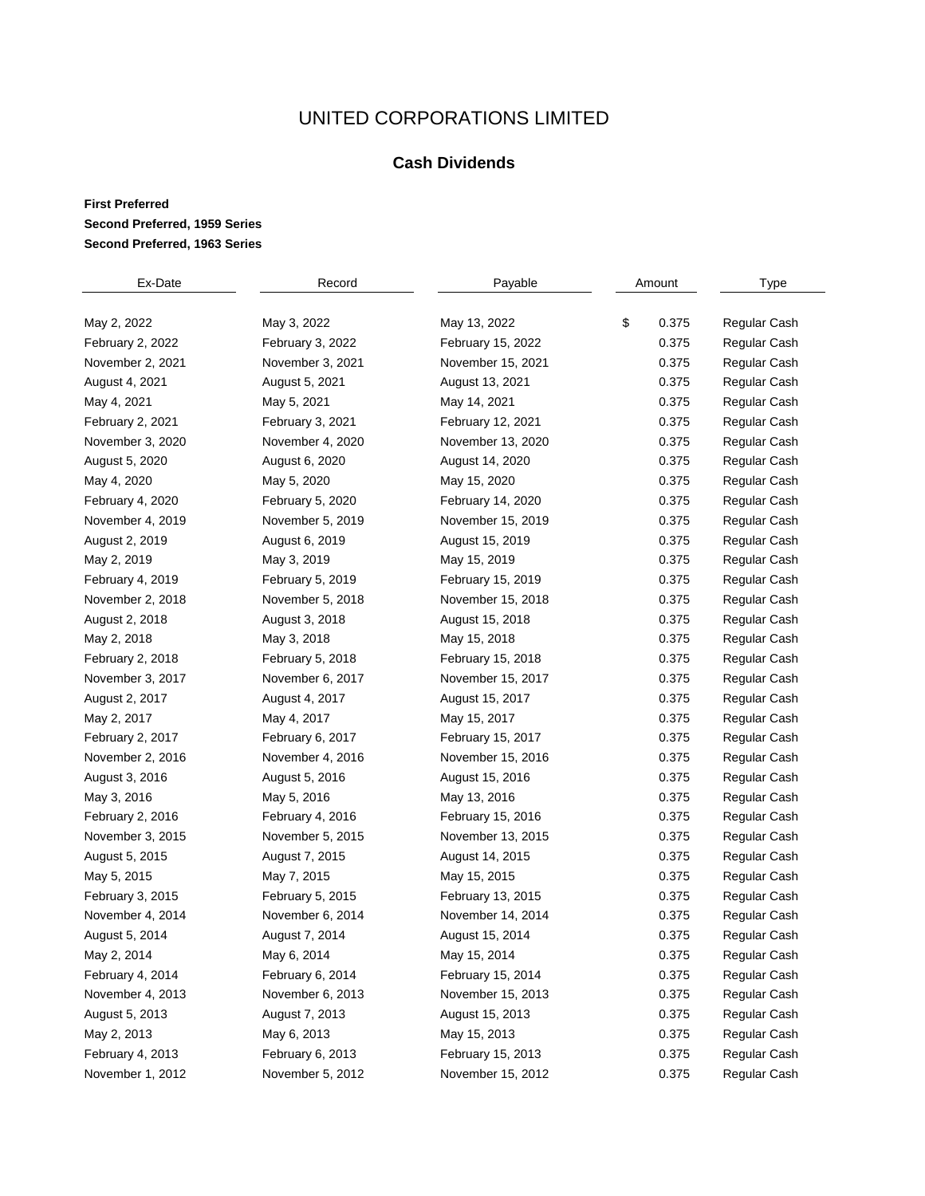# UNITED CORPORATIONS LIMITED

## Cash Dividends

**First Preferred**
**Second Preferred, 1959 Series**
**Second Preferred, 1963 Series**

| Ex-Date | Record | Payable | Amount | Type |
|---|---|---|---|---|
| May 2, 2022 | May 3, 2022 | May 13, 2022 | $ 0.375 | Regular Cash |
| February 2, 2022 | February 3, 2022 | February 15, 2022 | 0.375 | Regular Cash |
| November 2, 2021 | November 3, 2021 | November 15, 2021 | 0.375 | Regular Cash |
| August 4, 2021 | August 5, 2021 | August 13, 2021 | 0.375 | Regular Cash |
| May 4, 2021 | May 5, 2021 | May 14, 2021 | 0.375 | Regular Cash |
| February 2, 2021 | February 3, 2021 | February 12, 2021 | 0.375 | Regular Cash |
| November 3, 2020 | November 4, 2020 | November 13, 2020 | 0.375 | Regular Cash |
| August 5, 2020 | August 6, 2020 | August 14, 2020 | 0.375 | Regular Cash |
| May 4, 2020 | May 5, 2020 | May 15, 2020 | 0.375 | Regular Cash |
| February 4, 2020 | February 5, 2020 | February 14, 2020 | 0.375 | Regular Cash |
| November 4, 2019 | November 5, 2019 | November 15, 2019 | 0.375 | Regular Cash |
| August 2, 2019 | August 6, 2019 | August 15, 2019 | 0.375 | Regular Cash |
| May 2, 2019 | May 3, 2019 | May 15, 2019 | 0.375 | Regular Cash |
| February 4, 2019 | February 5, 2019 | February 15, 2019 | 0.375 | Regular Cash |
| November 2, 2018 | November 5, 2018 | November 15, 2018 | 0.375 | Regular Cash |
| August 2, 2018 | August 3, 2018 | August 15, 2018 | 0.375 | Regular Cash |
| May 2, 2018 | May 3, 2018 | May 15, 2018 | 0.375 | Regular Cash |
| February 2, 2018 | February 5, 2018 | February 15, 2018 | 0.375 | Regular Cash |
| November 3, 2017 | November 6, 2017 | November 15, 2017 | 0.375 | Regular Cash |
| August 2, 2017 | August 4, 2017 | August 15, 2017 | 0.375 | Regular Cash |
| May 2, 2017 | May 4, 2017 | May 15, 2017 | 0.375 | Regular Cash |
| February 2, 2017 | February 6, 2017 | February 15, 2017 | 0.375 | Regular Cash |
| November 2, 2016 | November 4, 2016 | November 15, 2016 | 0.375 | Regular Cash |
| August 3, 2016 | August 5, 2016 | August 15, 2016 | 0.375 | Regular Cash |
| May 3, 2016 | May 5, 2016 | May 13, 2016 | 0.375 | Regular Cash |
| February 2, 2016 | February 4, 2016 | February 15, 2016 | 0.375 | Regular Cash |
| November 3, 2015 | November 5, 2015 | November 13, 2015 | 0.375 | Regular Cash |
| August 5, 2015 | August 7, 2015 | August 14, 2015 | 0.375 | Regular Cash |
| May 5, 2015 | May 7, 2015 | May 15, 2015 | 0.375 | Regular Cash |
| February 3, 2015 | February 5, 2015 | February 13, 2015 | 0.375 | Regular Cash |
| November 4, 2014 | November 6, 2014 | November 14, 2014 | 0.375 | Regular Cash |
| August 5, 2014 | August 7, 2014 | August 15, 2014 | 0.375 | Regular Cash |
| May 2, 2014 | May 6, 2014 | May 15, 2014 | 0.375 | Regular Cash |
| February 4, 2014 | February 6, 2014 | February 15, 2014 | 0.375 | Regular Cash |
| November 4, 2013 | November 6, 2013 | November 15, 2013 | 0.375 | Regular Cash |
| August 5, 2013 | August 7, 2013 | August 15, 2013 | 0.375 | Regular Cash |
| May 2, 2013 | May 6, 2013 | May 15, 2013 | 0.375 | Regular Cash |
| February 4, 2013 | February 6, 2013 | February 15, 2013 | 0.375 | Regular Cash |
| November 1, 2012 | November 5, 2012 | November 15, 2012 | 0.375 | Regular Cash |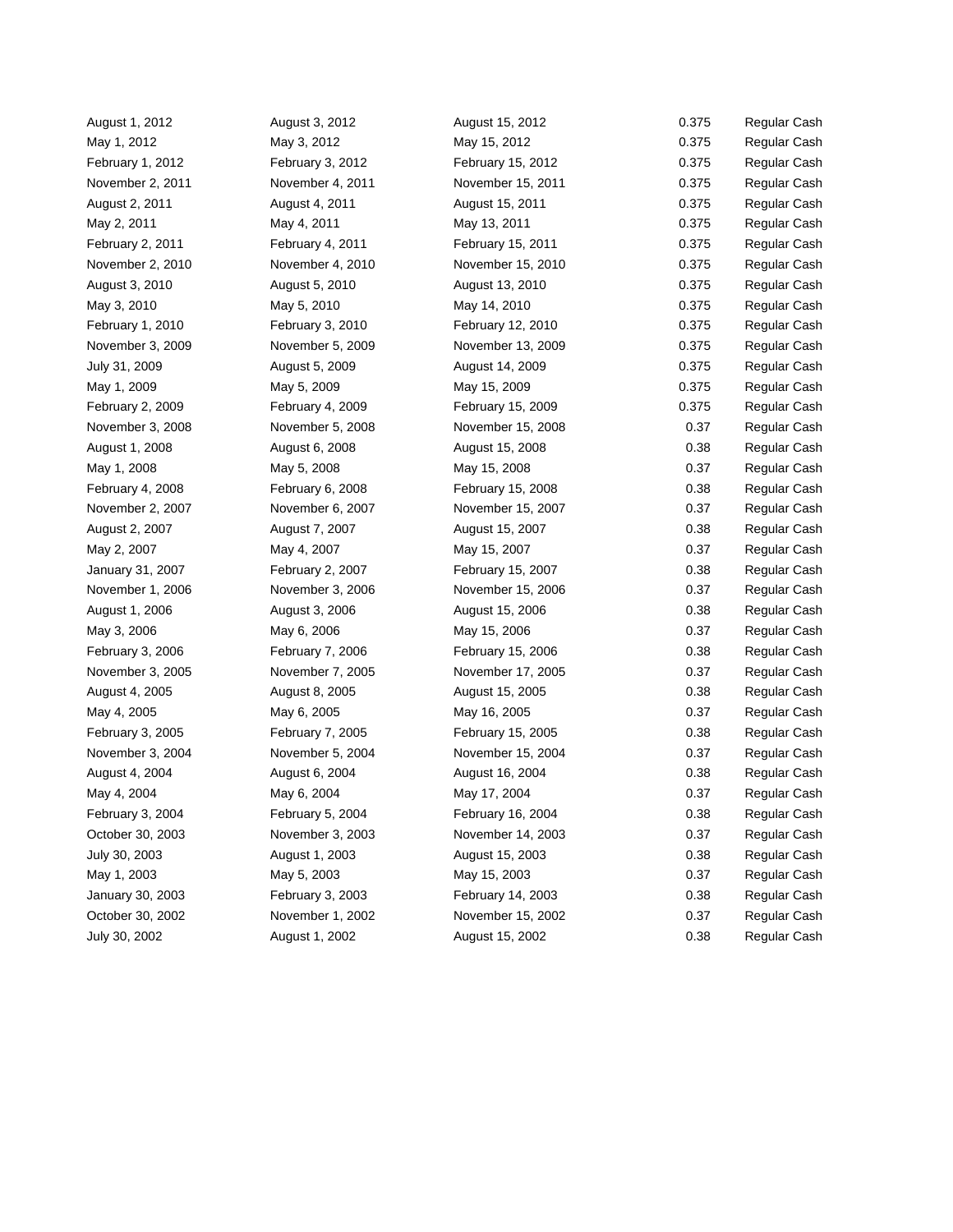| | | | | |
|---|---|---|---|---|
| August 1, 2012 | August 3, 2012 | August 15, 2012 | 0.375 | Regular Cash |
| May 1, 2012 | May 3, 2012 | May 15, 2012 | 0.375 | Regular Cash |
| February 1, 2012 | February 3, 2012 | February 15, 2012 | 0.375 | Regular Cash |
| November 2, 2011 | November 4, 2011 | November 15, 2011 | 0.375 | Regular Cash |
| August 2, 2011 | August 4, 2011 | August 15, 2011 | 0.375 | Regular Cash |
| May 2, 2011 | May 4, 2011 | May 13, 2011 | 0.375 | Regular Cash |
| February 2, 2011 | February 4, 2011 | February 15, 2011 | 0.375 | Regular Cash |
| November 2, 2010 | November 4, 2010 | November 15, 2010 | 0.375 | Regular Cash |
| August 3, 2010 | August 5, 2010 | August 13, 2010 | 0.375 | Regular Cash |
| May 3, 2010 | May 5, 2010 | May 14, 2010 | 0.375 | Regular Cash |
| February 1, 2010 | February 3, 2010 | February 12, 2010 | 0.375 | Regular Cash |
| November 3, 2009 | November 5, 2009 | November 13, 2009 | 0.375 | Regular Cash |
| July 31, 2009 | August 5, 2009 | August 14, 2009 | 0.375 | Regular Cash |
| May 1, 2009 | May 5, 2009 | May 15, 2009 | 0.375 | Regular Cash |
| February 2, 2009 | February 4, 2009 | February 15, 2009 | 0.375 | Regular Cash |
| November 3, 2008 | November 5, 2008 | November 15, 2008 | 0.37 | Regular Cash |
| August 1, 2008 | August 6, 2008 | August 15, 2008 | 0.38 | Regular Cash |
| May 1, 2008 | May 5, 2008 | May 15, 2008 | 0.37 | Regular Cash |
| February 4, 2008 | February 6, 2008 | February 15, 2008 | 0.38 | Regular Cash |
| November 2, 2007 | November 6, 2007 | November 15, 2007 | 0.37 | Regular Cash |
| August 2, 2007 | August 7, 2007 | August 15, 2007 | 0.38 | Regular Cash |
| May 2, 2007 | May 4, 2007 | May 15, 2007 | 0.37 | Regular Cash |
| January 31, 2007 | February 2, 2007 | February 15, 2007 | 0.38 | Regular Cash |
| November 1, 2006 | November 3, 2006 | November 15, 2006 | 0.37 | Regular Cash |
| August 1, 2006 | August 3, 2006 | August 15, 2006 | 0.38 | Regular Cash |
| May 3, 2006 | May 6, 2006 | May 15, 2006 | 0.37 | Regular Cash |
| February 3, 2006 | February 7, 2006 | February 15, 2006 | 0.38 | Regular Cash |
| November 3, 2005 | November 7, 2005 | November 17, 2005 | 0.37 | Regular Cash |
| August 4, 2005 | August 8, 2005 | August 15, 2005 | 0.38 | Regular Cash |
| May 4, 2005 | May 6, 2005 | May 16, 2005 | 0.37 | Regular Cash |
| February 3, 2005 | February 7, 2005 | February 15, 2005 | 0.38 | Regular Cash |
| November 3, 2004 | November 5, 2004 | November 15, 2004 | 0.37 | Regular Cash |
| August 4, 2004 | August 6, 2004 | August 16, 2004 | 0.38 | Regular Cash |
| May 4, 2004 | May 6, 2004 | May 17, 2004 | 0.37 | Regular Cash |
| February 3, 2004 | February 5, 2004 | February 16, 2004 | 0.38 | Regular Cash |
| October 30, 2003 | November 3, 2003 | November 14, 2003 | 0.37 | Regular Cash |
| July 30, 2003 | August 1, 2003 | August 15, 2003 | 0.38 | Regular Cash |
| May 1, 2003 | May 5, 2003 | May 15, 2003 | 0.37 | Regular Cash |
| January 30, 2003 | February 3, 2003 | February 14, 2003 | 0.38 | Regular Cash |
| October 30, 2002 | November 1, 2002 | November 15, 2002 | 0.37 | Regular Cash |
| July 30, 2002 | August 1, 2002 | August 15, 2002 | 0.38 | Regular Cash |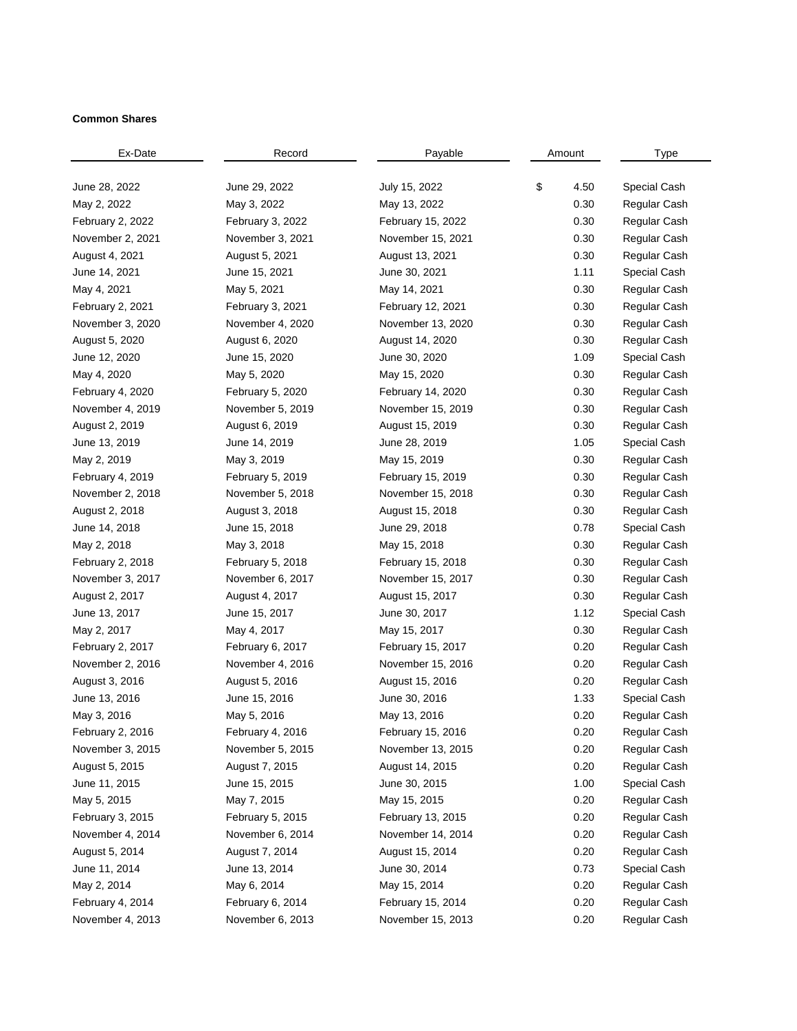**Common Shares**

| Ex-Date | Record | Payable | Amount | Type |
|---|---|---|---|---|
| June 28, 2022 | June 29, 2022 | July 15, 2022 | $ 4.50 | Special Cash |
| May 2, 2022 | May 3, 2022 | May 13, 2022 | 0.30 | Regular Cash |
| February 2, 2022 | February 3, 2022 | February 15, 2022 | 0.30 | Regular Cash |
| November 2, 2021 | November 3, 2021 | November 15, 2021 | 0.30 | Regular Cash |
| August 4, 2021 | August 5, 2021 | August 13, 2021 | 0.30 | Regular Cash |
| June 14, 2021 | June 15, 2021 | June 30, 2021 | 1.11 | Special Cash |
| May 4, 2021 | May 5, 2021 | May 14, 2021 | 0.30 | Regular Cash |
| February 2, 2021 | February 3, 2021 | February 12, 2021 | 0.30 | Regular Cash |
| November 3, 2020 | November 4, 2020 | November 13, 2020 | 0.30 | Regular Cash |
| August 5, 2020 | August 6, 2020 | August 14, 2020 | 0.30 | Regular Cash |
| June 12, 2020 | June 15, 2020 | June 30, 2020 | 1.09 | Special Cash |
| May 4, 2020 | May 5, 2020 | May 15, 2020 | 0.30 | Regular Cash |
| February 4, 2020 | February 5, 2020 | February 14, 2020 | 0.30 | Regular Cash |
| November 4, 2019 | November 5, 2019 | November 15, 2019 | 0.30 | Regular Cash |
| August 2, 2019 | August 6, 2019 | August 15, 2019 | 0.30 | Regular Cash |
| June 13, 2019 | June 14, 2019 | June 28, 2019 | 1.05 | Special Cash |
| May 2, 2019 | May 3, 2019 | May 15, 2019 | 0.30 | Regular Cash |
| February 4, 2019 | February 5, 2019 | February 15, 2019 | 0.30 | Regular Cash |
| November 2, 2018 | November 5, 2018 | November 15, 2018 | 0.30 | Regular Cash |
| August 2, 2018 | August 3, 2018 | August 15, 2018 | 0.30 | Regular Cash |
| June 14, 2018 | June 15, 2018 | June 29, 2018 | 0.78 | Special Cash |
| May 2, 2018 | May 3, 2018 | May 15, 2018 | 0.30 | Regular Cash |
| February 2, 2018 | February 5, 2018 | February 15, 2018 | 0.30 | Regular Cash |
| November 3, 2017 | November 6, 2017 | November 15, 2017 | 0.30 | Regular Cash |
| August 2, 2017 | August 4, 2017 | August 15, 2017 | 0.30 | Regular Cash |
| June 13, 2017 | June 15, 2017 | June 30, 2017 | 1.12 | Special Cash |
| May 2, 2017 | May 4, 2017 | May 15, 2017 | 0.30 | Regular Cash |
| February 2, 2017 | February 6, 2017 | February 15, 2017 | 0.20 | Regular Cash |
| November 2, 2016 | November 4, 2016 | November 15, 2016 | 0.20 | Regular Cash |
| August 3, 2016 | August 5, 2016 | August 15, 2016 | 0.20 | Regular Cash |
| June 13, 2016 | June 15, 2016 | June 30, 2016 | 1.33 | Special Cash |
| May 3, 2016 | May 5, 2016 | May 13, 2016 | 0.20 | Regular Cash |
| February 2, 2016 | February 4, 2016 | February 15, 2016 | 0.20 | Regular Cash |
| November 3, 2015 | November 5, 2015 | November 13, 2015 | 0.20 | Regular Cash |
| August 5, 2015 | August 7, 2015 | August 14, 2015 | 0.20 | Regular Cash |
| June 11, 2015 | June 15, 2015 | June 30, 2015 | 1.00 | Special Cash |
| May 5, 2015 | May 7, 2015 | May 15, 2015 | 0.20 | Regular Cash |
| February 3, 2015 | February 5, 2015 | February 13, 2015 | 0.20 | Regular Cash |
| November 4, 2014 | November 6, 2014 | November 14, 2014 | 0.20 | Regular Cash |
| August 5, 2014 | August 7, 2014 | August 15, 2014 | 0.20 | Regular Cash |
| June 11, 2014 | June 13, 2014 | June 30, 2014 | 0.73 | Special Cash |
| May 2, 2014 | May 6, 2014 | May 15, 2014 | 0.20 | Regular Cash |
| February 4, 2014 | February 6, 2014 | February 15, 2014 | 0.20 | Regular Cash |
| November 4, 2013 | November 6, 2013 | November 15, 2013 | 0.20 | Regular Cash |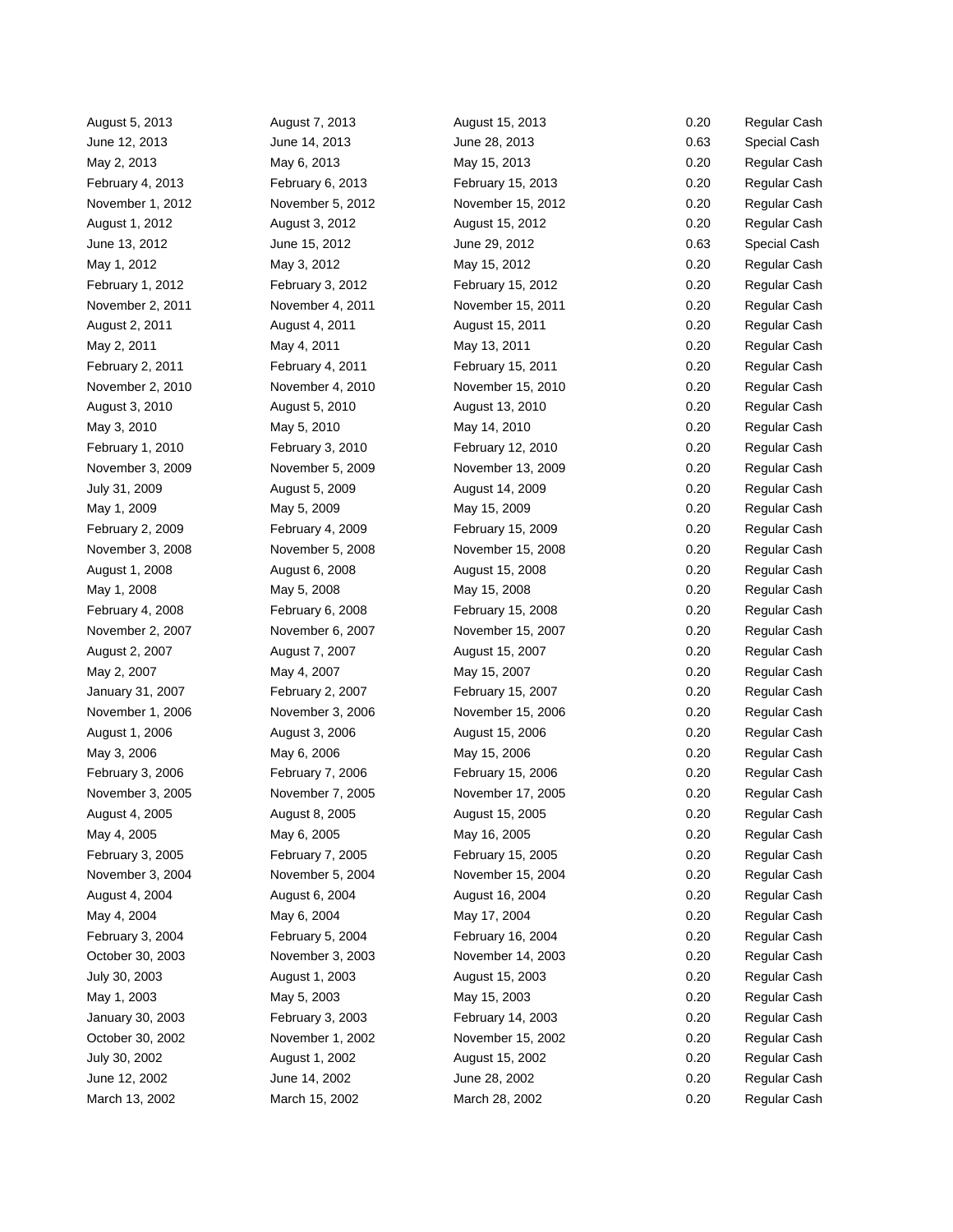| | | | | |
|---|---|---|---|---|
| August 5, 2013 | August 7, 2013 | August 15, 2013 | 0.20 | Regular Cash |
| June 12, 2013 | June 14, 2013 | June 28, 2013 | 0.63 | Special Cash |
| May 2, 2013 | May 6, 2013 | May 15, 2013 | 0.20 | Regular Cash |
| February 4, 2013 | February 6, 2013 | February 15, 2013 | 0.20 | Regular Cash |
| November 1, 2012 | November 5, 2012 | November 15, 2012 | 0.20 | Regular Cash |
| August 1, 2012 | August 3, 2012 | August 15, 2012 | 0.20 | Regular Cash |
| June 13, 2012 | June 15, 2012 | June 29, 2012 | 0.63 | Special Cash |
| May 1, 2012 | May 3, 2012 | May 15, 2012 | 0.20 | Regular Cash |
| February 1, 2012 | February 3, 2012 | February 15, 2012 | 0.20 | Regular Cash |
| November 2, 2011 | November 4, 2011 | November 15, 2011 | 0.20 | Regular Cash |
| August 2, 2011 | August 4, 2011 | August 15, 2011 | 0.20 | Regular Cash |
| May 2, 2011 | May 4, 2011 | May 13, 2011 | 0.20 | Regular Cash |
| February 2, 2011 | February 4, 2011 | February 15, 2011 | 0.20 | Regular Cash |
| November 2, 2010 | November 4, 2010 | November 15, 2010 | 0.20 | Regular Cash |
| August 3, 2010 | August 5, 2010 | August 13, 2010 | 0.20 | Regular Cash |
| May 3, 2010 | May 5, 2010 | May 14, 2010 | 0.20 | Regular Cash |
| February 1, 2010 | February 3, 2010 | February 12, 2010 | 0.20 | Regular Cash |
| November 3, 2009 | November 5, 2009 | November 13, 2009 | 0.20 | Regular Cash |
| July 31, 2009 | August 5, 2009 | August 14, 2009 | 0.20 | Regular Cash |
| May 1, 2009 | May 5, 2009 | May 15, 2009 | 0.20 | Regular Cash |
| February 2, 2009 | February 4, 2009 | February 15, 2009 | 0.20 | Regular Cash |
| November 3, 2008 | November 5, 2008 | November 15, 2008 | 0.20 | Regular Cash |
| August 1, 2008 | August 6, 2008 | August 15, 2008 | 0.20 | Regular Cash |
| May 1, 2008 | May 5, 2008 | May 15, 2008 | 0.20 | Regular Cash |
| February 4, 2008 | February 6, 2008 | February 15, 2008 | 0.20 | Regular Cash |
| November 2, 2007 | November 6, 2007 | November 15, 2007 | 0.20 | Regular Cash |
| August 2, 2007 | August 7, 2007 | August 15, 2007 | 0.20 | Regular Cash |
| May 2, 2007 | May 4, 2007 | May 15, 2007 | 0.20 | Regular Cash |
| January 31, 2007 | February 2, 2007 | February 15, 2007 | 0.20 | Regular Cash |
| November 1, 2006 | November 3, 2006 | November 15, 2006 | 0.20 | Regular Cash |
| August 1, 2006 | August 3, 2006 | August 15, 2006 | 0.20 | Regular Cash |
| May 3, 2006 | May 6, 2006 | May 15, 2006 | 0.20 | Regular Cash |
| February 3, 2006 | February 7, 2006 | February 15, 2006 | 0.20 | Regular Cash |
| November 3, 2005 | November 7, 2005 | November 17, 2005 | 0.20 | Regular Cash |
| August 4, 2005 | August 8, 2005 | August 15, 2005 | 0.20 | Regular Cash |
| May 4, 2005 | May 6, 2005 | May 16, 2005 | 0.20 | Regular Cash |
| February 3, 2005 | February 7, 2005 | February 15, 2005 | 0.20 | Regular Cash |
| November 3, 2004 | November 5, 2004 | November 15, 2004 | 0.20 | Regular Cash |
| August 4, 2004 | August 6, 2004 | August 16, 2004 | 0.20 | Regular Cash |
| May 4, 2004 | May 6, 2004 | May 17, 2004 | 0.20 | Regular Cash |
| February 3, 2004 | February 5, 2004 | February 16, 2004 | 0.20 | Regular Cash |
| October 30, 2003 | November 3, 2003 | November 14, 2003 | 0.20 | Regular Cash |
| July 30, 2003 | August 1, 2003 | August 15, 2003 | 0.20 | Regular Cash |
| May 1, 2003 | May 5, 2003 | May 15, 2003 | 0.20 | Regular Cash |
| January 30, 2003 | February 3, 2003 | February 14, 2003 | 0.20 | Regular Cash |
| October 30, 2002 | November 1, 2002 | November 15, 2002 | 0.20 | Regular Cash |
| July 30, 2002 | August 1, 2002 | August 15, 2002 | 0.20 | Regular Cash |
| June 12, 2002 | June 14, 2002 | June 28, 2002 | 0.20 | Regular Cash |
| March 13, 2002 | March 15, 2002 | March 28, 2002 | 0.20 | Regular Cash |